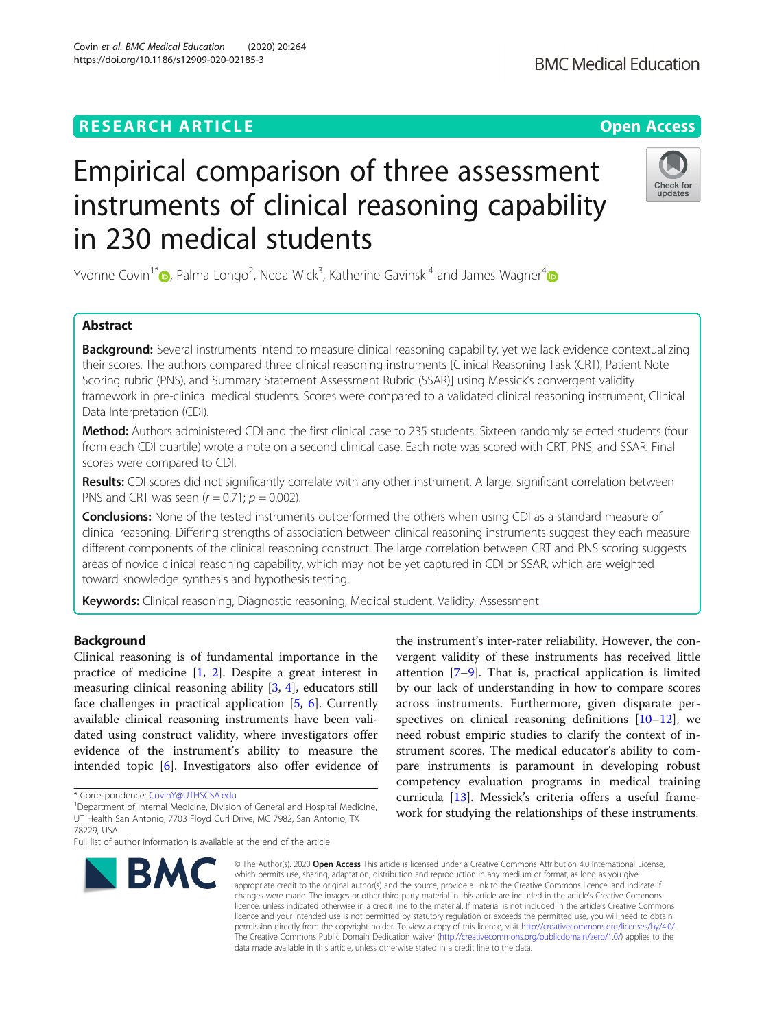RESEARCH ARTICLE

Open Access

# Empirical comparison of three assessment instruments of clinical reasoning capability in 230 medical students

Yvonne Covin[1*], Palma Longo[2], Neda Wick[3], Katherine Gavinski[4] and James Wagner[4]

## Abstract

**Background:** Several instruments intend to measure clinical reasoning capability, yet we lack evidence contextualizing their scores. The authors compared three clinical reasoning instruments [Clinical Reasoning Task (CRT), Patient Note Scoring rubric (PNS), and Summary Statement Assessment Rubric (SSAR)] using Messick's convergent validity framework in pre-clinical medical students. Scores were compared to a validated clinical reasoning instrument, Clinical Data Interpretation (CDI).

**Method:** Authors administered CDI and the first clinical case to 235 students. Sixteen randomly selected students (four from each CDI quartile) wrote a note on a second clinical case. Each note was scored with CRT, PNS, and SSAR. Final scores were compared to CDI.

**Results:** CDI scores did not significantly correlate with any other instrument. A large, significant correlation between PNS and CRT was seen ($r = 0.71$; $p = 0.002$).

**Conclusions:** None of the tested instruments outperformed the others when using CDI as a standard measure of clinical reasoning. Differing strengths of association between clinical reasoning instruments suggest they each measure different components of the clinical reasoning construct. The large correlation between CRT and PNS scoring suggests areas of novice clinical reasoning capability, which may not be yet captured in CDI or SSAR, which are weighted toward knowledge synthesis and hypothesis testing.

**Keywords:** Clinical reasoning, Diagnostic reasoning, Medical student, Validity, Assessment

## Background

Clinical reasoning is of fundamental importance in the practice of medicine [1, 2]. Despite a great interest in measuring clinical reasoning ability [3, 4], educators still face challenges in practical application [5, 6]. Currently available clinical reasoning instruments have been validated using construct validity, where investigators offer evidence of the instrument's ability to measure the intended topic [6]. Investigators also offer evidence of the instrument's inter-rater reliability. However, the convergent validity of these instruments has received little attention [7–9]. That is, practical application is limited by our lack of understanding in how to compare scores across instruments. Furthermore, given disparate perspectives on clinical reasoning definitions [10–12], we need robust empiric studies to clarify the context of instrument scores. The medical educator's ability to compare instruments is paramount in developing robust competency evaluation programs in medical training curricula [13]. Messick's criteria offers a useful framework for studying the relationships of these instruments.

* Correspondence: CovinY@UTHSCSA.edu

[1]Department of Internal Medicine, Division of General and Hospital Medicine, UT Health San Antonio, 7703 Floyd Curl Drive, MC 7982, San Antonio, TX 78229, USA

Full list of author information is available at the end of the article

© The Author(s). 2020 **Open Access** This article is licensed under a Creative Commons Attribution 4.0 International License, which permits use, sharing, adaptation, distribution and reproduction in any medium or format, as long as you give appropriate credit to the original author(s) and the source, provide a link to the Creative Commons licence, and indicate if changes were made. The images or other third party material in this article are included in the article's Creative Commons licence, unless indicated otherwise in a credit line to the material. If material is not included in the article's Creative Commons licence and your intended use is not permitted by statutory regulation or exceeds the permitted use, you will need to obtain permission directly from the copyright holder. To view a copy of this licence, visit http://creativecommons.org/licenses/by/4.0/. The Creative Commons Public Domain Dedication waiver (http://creativecommons.org/publicdomain/zero/1.0/) applies to the data made available in this article, unless otherwise stated in a credit line to the data.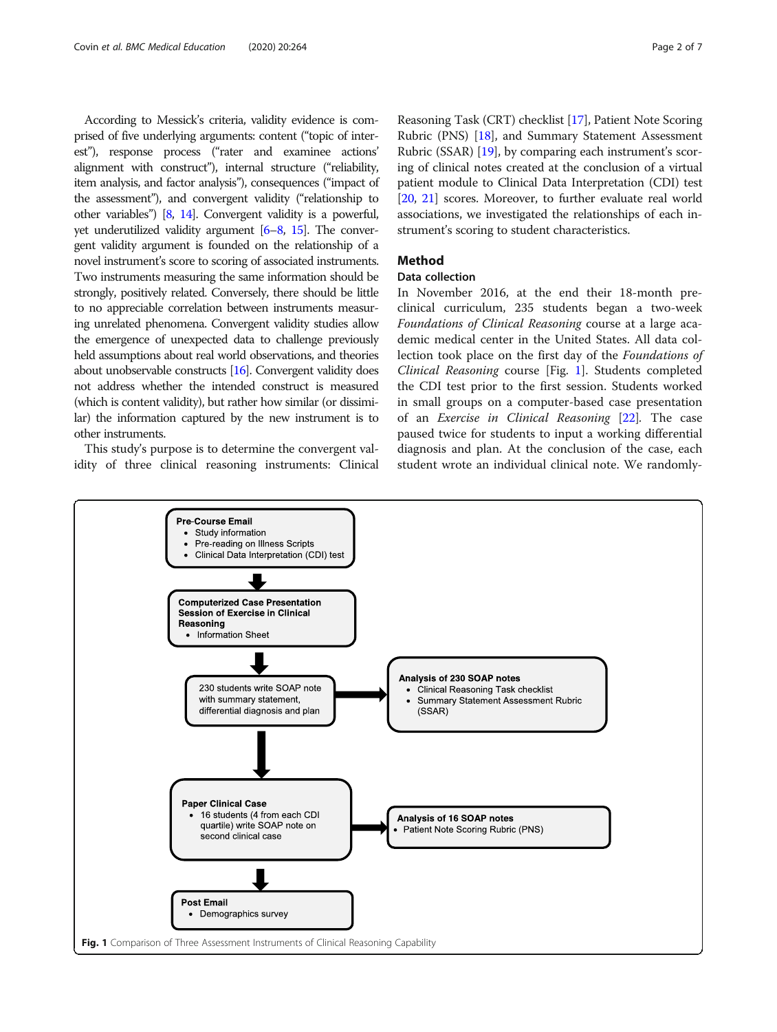According to Messick's criteria, validity evidence is comprised of five underlying arguments: content ("topic of interest"), response process ("rater and examinee actions' alignment with construct"), internal structure ("reliability, item analysis, and factor analysis"), consequences ("impact of the assessment"), and convergent validity ("relationship to other variables") [8, 14]. Convergent validity is a powerful, yet underutilized validity argument [6–8, 15]. The convergent validity argument is founded on the relationship of a novel instrument's score to scoring of associated instruments. Two instruments measuring the same information should be strongly, positively related. Conversely, there should be little to no appreciable correlation between instruments measuring unrelated phenomena. Convergent validity studies allow the emergence of unexpected data to challenge previously held assumptions about real world observations, and theories about unobservable constructs [16]. Convergent validity does not address whether the intended construct is measured (which is content validity), but rather how similar (or dissimilar) the information captured by the new instrument is to other instruments.

This study's purpose is to determine the convergent validity of three clinical reasoning instruments: Clinical Reasoning Task (CRT) checklist [17], Patient Note Scoring Rubric (PNS) [18], and Summary Statement Assessment Rubric (SSAR) [19], by comparing each instrument's scoring of clinical notes created at the conclusion of a virtual patient module to Clinical Data Interpretation (CDI) test [20, 21] scores. Moreover, to further evaluate real world associations, we investigated the relationships of each instrument's scoring to student characteristics.

## Method

### Data collection

In November 2016, at the end their 18-month preclinical curriculum, 235 students began a two-week *Foundations of Clinical Reasoning* course at a large academic medical center in the United States. All data collection took place on the first day of the *Foundations of Clinical Reasoning* course [Fig. 1]. Students completed the CDI test prior to the first session. Students worked in small groups on a computer-based case presentation of an *Exercise in Clinical Reasoning* [22]. The case paused twice for students to input a working differential diagnosis and plan. At the conclusion of the case, each student wrote an individual clinical note. We randomly-

**Pre-Course Email**
- Study information
- Pre-reading on Illness Scripts
- Clinical Data Interpretation (CDI) test

**Computerized Case Presentation Session of Exercise in Clinical Reasoning**
- Information Sheet

230 students write SOAP note with summary statement, differential diagnosis and plan

**Analysis of 230 SOAP notes**
- Clinical Reasoning Task checklist
- Summary Statement Assessment Rubric (SSAR)

**Paper Clinical Case**
- 16 students (4 from each CDI quartile) write SOAP note on second clinical case

**Analysis of 16 SOAP notes**
- Patient Note Scoring Rubric (PNS)

**Post Email**
- Demographics survey

**Fig. 1** Comparison of Three Assessment Instruments of Clinical Reasoning Capability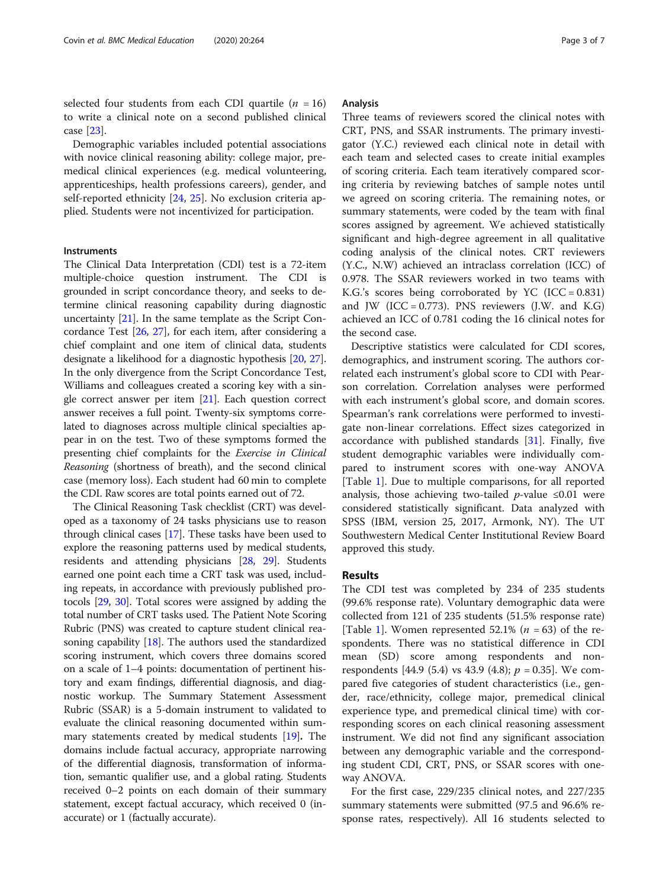selected four students from each CDI quartile ($n$ = 16) to write a clinical note on a second published clinical case [23].

Demographic variables included potential associations with novice clinical reasoning ability: college major, premedical clinical experiences (e.g. medical volunteering, apprenticeships, health professions careers), gender, and self-reported ethnicity [24, 25]. No exclusion criteria applied. Students were not incentivized for participation.

### Instruments

The Clinical Data Interpretation (CDI) test is a 72-item multiple-choice question instrument. The CDI is grounded in script concordance theory, and seeks to determine clinical reasoning capability during diagnostic uncertainty [21]. In the same template as the Script Concordance Test [26, 27], for each item, after considering a chief complaint and one item of clinical data, students designate a likelihood for a diagnostic hypothesis [20, 27]. In the only divergence from the Script Concordance Test, Williams and colleagues created a scoring key with a single correct answer per item [21]. Each question correct answer receives a full point. Twenty-six symptoms correlated to diagnoses across multiple clinical specialties appear in on the test. Two of these symptoms formed the presenting chief complaints for the *Exercise in Clinical Reasoning* (shortness of breath), and the second clinical case (memory loss). Each student had 60 min to complete the CDI. Raw scores are total points earned out of 72.

The Clinical Reasoning Task checklist (CRT) was developed as a taxonomy of 24 tasks physicians use to reason through clinical cases [17]. These tasks have been used to explore the reasoning patterns used by medical students, residents and attending physicians [28, 29]. Students earned one point each time a CRT task was used, including repeats, in accordance with previously published protocols [29, 30]. Total scores were assigned by adding the total number of CRT tasks used. The Patient Note Scoring Rubric (PNS) was created to capture student clinical reasoning capability [18]. The authors used the standardized scoring instrument, which covers three domains scored on a scale of 1–4 points: documentation of pertinent history and exam findings, differential diagnosis, and diagnostic workup. The Summary Statement Assessment Rubric (SSAR) is a 5-domain instrument to validated to evaluate the clinical reasoning documented within summary statements created by medical students [19]. The domains include factual accuracy, appropriate narrowing of the differential diagnosis, transformation of information, semantic qualifier use, and a global rating. Students received 0–2 points on each domain of their summary statement, except factual accuracy, which received 0 (inaccurate) or 1 (factually accurate).

### Analysis

Three teams of reviewers scored the clinical notes with CRT, PNS, and SSAR instruments. The primary investigator (Y.C.) reviewed each clinical note in detail with each team and selected cases to create initial examples of scoring criteria. Each team iteratively compared scoring criteria by reviewing batches of sample notes until we agreed on scoring criteria. The remaining notes, or summary statements, were coded by the team with final scores assigned by agreement. We achieved statistically significant and high-degree agreement in all qualitative coding analysis of the clinical notes. CRT reviewers (Y.C., N.W) achieved an intraclass correlation (ICC) of 0.978. The SSAR reviewers worked in two teams with K.G.'s scores being corroborated by YC (ICC = 0.831) and JW (ICC = 0.773). PNS reviewers (J.W. and K.G) achieved an ICC of 0.781 coding the 16 clinical notes for the second case.

Descriptive statistics were calculated for CDI scores, demographics, and instrument scoring. The authors correlated each instrument's global score to CDI with Pearson correlation. Correlation analyses were performed with each instrument's global score, and domain scores. Spearman's rank correlations were performed to investigate non-linear correlations. Effect sizes categorized in accordance with published standards [31]. Finally, five student demographic variables were individually compared to instrument scores with one-way ANOVA [Table 1]. Due to multiple comparisons, for all reported analysis, those achieving two-tailed $p$-value ≤0.01 were considered statistically significant. Data analyzed with SPSS (IBM, version 25, 2017, Armonk, NY). The UT Southwestern Medical Center Institutional Review Board approved this study.

## Results

The CDI test was completed by 234 of 235 students (99.6% response rate). Voluntary demographic data were collected from 121 of 235 students (51.5% response rate) [Table 1]. Women represented 52.1% ($n$ = 63) of the respondents. There was no statistical difference in CDI mean (SD) score among respondents and non-respondents [44.9 (5.4) vs 43.9 (4.8); $p$ = 0.35]. We compared five categories of student characteristics (i.e., gender, race/ethnicity, college major, premedical clinical experience type, and premedical clinical time) with corresponding scores on each clinical reasoning assessment instrument. We did not find any significant association between any demographic variable and the corresponding student CDI, CRT, PNS, or SSAR scores with one-way ANOVA.

For the first case, 229/235 clinical notes, and 227/235 summary statements were submitted (97.5 and 96.6% response rates, respectively). All 16 students selected to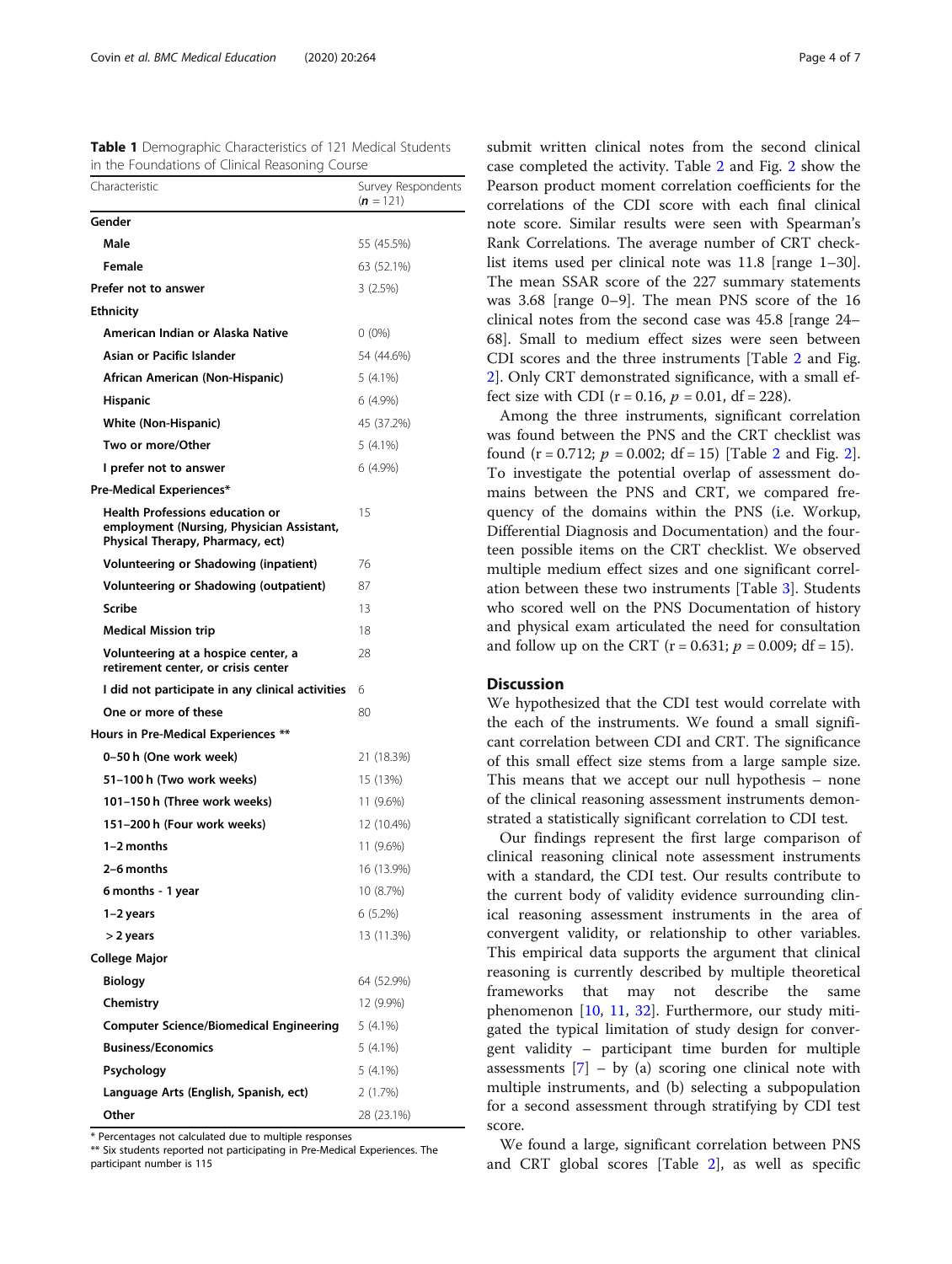**Table 1** Demographic Characteristics of 121 Medical Students in the Foundations of Clinical Reasoning Course

| Characteristic | Survey Respondents (**n** = 121) |
| --- | --- |
| **Gender** | |
| **Male** | 55 (45.5%) |
| **Female** | 63 (52.1%) |
| **Prefer not to answer** | 3 (2.5%) |
| **Ethnicity** | |
| **American Indian or Alaska Native** | 0 (0%) |
| **Asian or Pacific Islander** | 54 (44.6%) |
| **African American (Non-Hispanic)** | 5 (4.1%) |
| **Hispanic** | 6 (4.9%) |
| **White (Non-Hispanic)** | 45 (37.2%) |
| **Two or more/Other** | 5 (4.1%) |
| **I prefer not to answer** | 6 (4.9%) |
| **Pre-Medical Experiences*** | |
| **Health Professions education or employment (Nursing, Physician Assistant, Physical Therapy, Pharmacy, ect)** | 15 |
| **Volunteering or Shadowing (inpatient)** | 76 |
| **Volunteering or Shadowing (outpatient)** | 87 |
| **Scribe** | 13 |
| **Medical Mission trip** | 18 |
| **Volunteering at a hospice center, a retirement center, or crisis center** | 28 |
| **I did not participate in any clinical activities** | 6 |
| **One or more of these** | 80 |
| **Hours in Pre-Medical Experiences **** | |
| **0–50 h (One work week)** | 21 (18.3%) |
| **51–100 h (Two work weeks)** | 15 (13%) |
| **101–150 h (Three work weeks)** | 11 (9.6%) |
| **151–200 h (Four work weeks)** | 12 (10.4%) |
| **1–2 months** | 11 (9.6%) |
| **2–6 months** | 16 (13.9%) |
| **6 months - 1 year** | 10 (8.7%) |
| **1–2 years** | 6 (5.2%) |
| **> 2 years** | 13 (11.3%) |
| **College Major** | |
| **Biology** | 64 (52.9%) |
| **Chemistry** | 12 (9.9%) |
| **Computer Science/Biomedical Engineering** | 5 (4.1%) |
| **Business/Economics** | 5 (4.1%) |
| **Psychology** | 5 (4.1%) |
| **Language Arts (English, Spanish, ect)** | 2 (1.7%) |
| **Other** | 28 (23.1%) |

\* Percentages not calculated due to multiple responses

\*\* Six students reported not participating in Pre-Medical Experiences. The participant number is 115

submit written clinical notes from the second clinical case completed the activity. Table 2 and Fig. 2 show the Pearson product moment correlation coefficients for the correlations of the CDI score with each final clinical note score. Similar results were seen with Spearman's Rank Correlations. The average number of CRT checklist items used per clinical note was 11.8 [range 1–30]. The mean SSAR score of the 227 summary statements was 3.68 [range 0–9]. The mean PNS score of the 16 clinical notes from the second case was 45.8 [range 24–68]. Small to medium effect sizes were seen between CDI scores and the three instruments [Table 2 and Fig. 2]. Only CRT demonstrated significance, with a small effect size with CDI ($r = 0.16$, $p = 0.01$, $df = 228$).

Among the three instruments, significant correlation was found between the PNS and the CRT checklist was found ($r = 0.712$; $p = 0.002$; $df = 15$) [Table 2 and Fig. 2]. To investigate the potential overlap of assessment domains between the PNS and CRT, we compared frequency of the domains within the PNS (i.e. Workup, Differential Diagnosis and Documentation) and the fourteen possible items on the CRT checklist. We observed multiple medium effect sizes and one significant correlation between these two instruments [Table 3]. Students who scored well on the PNS Documentation of history and physical exam articulated the need for consultation and follow up on the CRT ($r = 0.631$; $p = 0.009$; $df = 15$).

## Discussion

We hypothesized that the CDI test would correlate with the each of the instruments. We found a small significant correlation between CDI and CRT. The significance of this small effect size stems from a large sample size. This means that we accept our null hypothesis – none of the clinical reasoning assessment instruments demonstrated a statistically significant correlation to CDI test.

Our findings represent the first large comparison of clinical reasoning clinical note assessment instruments with a standard, the CDI test. Our results contribute to the current body of validity evidence surrounding clinical reasoning assessment instruments in the area of convergent validity, or relationship to other variables. This empirical data supports the argument that clinical reasoning is currently described by multiple theoretical frameworks that may not describe the same phenomenon [10, 11, 32]. Furthermore, our study mitigated the typical limitation of study design for convergent validity – participant time burden for multiple assessments [7] – by (a) scoring one clinical note with multiple instruments, and (b) selecting a subpopulation for a second assessment through stratifying by CDI test score.

We found a large, significant correlation between PNS and CRT global scores [Table 2], as well as specific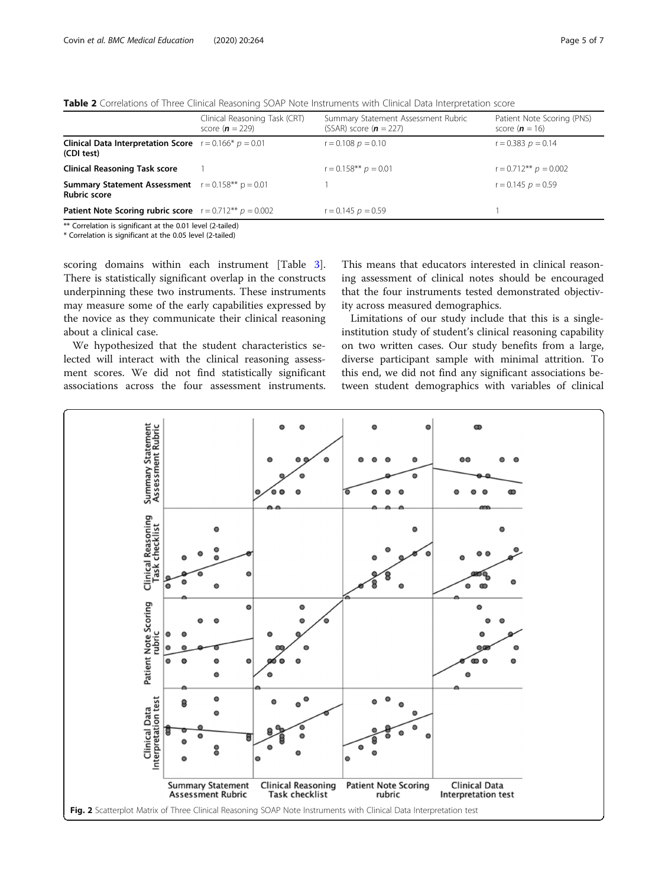**Table 2** Correlations of Three Clinical Reasoning SOAP Note Instruments with Clinical Data Interpretation score

| | Clinical Reasoning Task (CRT) score (***n*** = 229) | Summary Statement Assessment Rubric (SSAR) score (***n*** = 227) | Patient Note Scoring (PNS) score (***n*** = 16) |
|---|---|---|---|
| **Clinical Data Interpretation Score (CDI test)** | r = 0.166* *p* = 0.01 | r = 0.108 *p* = 0.10 | r = 0.383 *p* = 0.14 |
| **Clinical Reasoning Task score** | 1 | r = 0.158** *p* = 0.01 | r = 0.712** *p* = 0.002 |
| **Summary Statement Assessment Rubric score** | r = 0.158** p = 0.01 | 1 | r = 0.145 *p* = 0.59 |
| **Patient Note Scoring rubric score** | r = 0.712** *p* = 0.002 | r = 0.145 *p* = 0.59 | 1 |

** Correlation is significant at the 0.01 level (2-tailed)
* Correlation is significant at the 0.05 level (2-tailed)

scoring domains within each instrument [Table 3]. There is statistically significant overlap in the constructs underpinning these two instruments. These instruments may measure some of the early capabilities expressed by the novice as they communicate their clinical reasoning about a clinical case.

We hypothesized that the student characteristics selected will interact with the clinical reasoning assessment scores. We did not find statistically significant associations across the four assessment instruments. This means that educators interested in clinical reasoning assessment of clinical notes should be encouraged that the four instruments tested demonstrated objectivity across measured demographics.

Limitations of our study include that this is a single-institution study of student's clinical reasoning capability on two written cases. Our study benefits from a large, diverse participant sample with minimal attrition. To this end, we did not find any significant associations between student demographics with variables of clinical

Fig. 2 Scatterplot Matrix of Three Clinical Reasoning SOAP Note Instruments with Clinical Data Interpretation test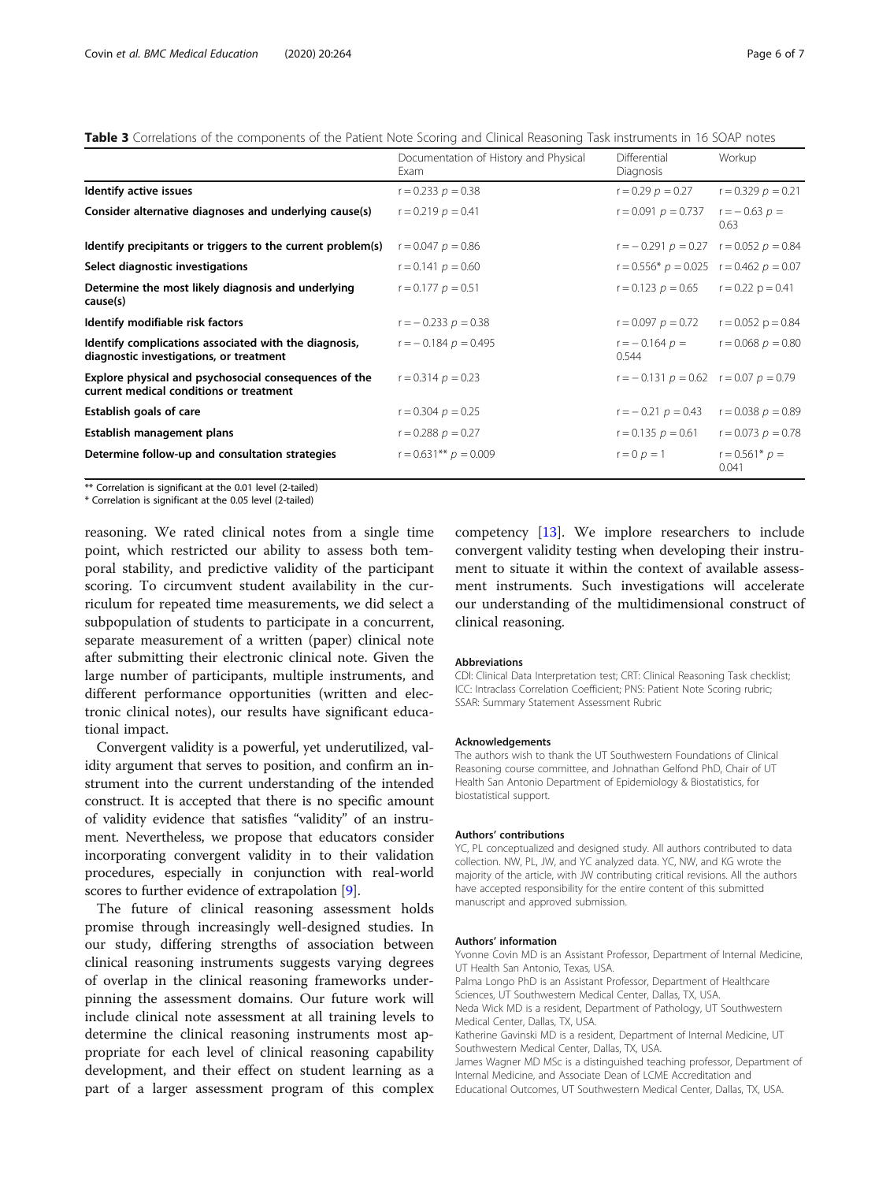**Table 3** Correlations of the components of the Patient Note Scoring and Clinical Reasoning Task instruments in 16 SOAP notes

| | Documentation of History and Physical Exam | Differential Diagnosis | Workup |
|---|---|---|---|
| **Identify active issues** | r = 0.233 $p$ = 0.38 | r = 0.29 $p$ = 0.27 | r = 0.329 $p$ = 0.21 |
| **Consider alternative diagnoses and underlying cause(s)** | r = 0.219 $p$ = 0.41 | r = 0.091 $p$ = 0.737 | r = − 0.63 $p$ = 0.63 |
| **Identify precipitants or triggers to the current problem(s)** | r = 0.047 $p$ = 0.86 | r = − 0.291 $p$ = 0.27 | r = 0.052 $p$ = 0.84 |
| **Select diagnostic investigations** | r = 0.141 $p$ = 0.60 | r = 0.556* $p$ = 0.025 | r = 0.462 $p$ = 0.07 |
| **Determine the most likely diagnosis and underlying cause(s)** | r = 0.177 $p$ = 0.51 | r = 0.123 $p$ = 0.65 | r = 0.22 p = 0.41 |
| **Identify modifiable risk factors** | r = − 0.233 $p$ = 0.38 | r = 0.097 $p$ = 0.72 | r = 0.052 p = 0.84 |
| **Identify complications associated with the diagnosis, diagnostic investigations, or treatment** | r = − 0.184 $p$ = 0.495 | r = − 0.164 $p$ = 0.544 | r = 0.068 $p$ = 0.80 |
| **Explore physical and psychosocial consequences of the current medical conditions or treatment** | r = 0.314 $p$ = 0.23 | r = − 0.131 $p$ = 0.62 | r = 0.07 $p$ = 0.79 |
| **Establish goals of care** | r = 0.304 $p$ = 0.25 | r = − 0.21 $p$ = 0.43 | r = 0.038 $p$ = 0.89 |
| **Establish management plans** | r = 0.288 $p$ = 0.27 | r = 0.135 $p$ = 0.61 | r = 0.073 $p$ = 0.78 |
| **Determine follow-up and consultation strategies** | r = 0.631** $p$ = 0.009 | r = 0 $p$ = 1 | r = 0.561* $p$ = 0.041 |

** Correlation is significant at the 0.01 level (2-tailed)
* Correlation is significant at the 0.05 level (2-tailed)

reasoning. We rated clinical notes from a single time point, which restricted our ability to assess both temporal stability, and predictive validity of the participant scoring. To circumvent student availability in the curriculum for repeated time measurements, we did select a subpopulation of students to participate in a concurrent, separate measurement of a written (paper) clinical note after submitting their electronic clinical note. Given the large number of participants, multiple instruments, and different performance opportunities (written and electronic clinical notes), our results have significant educational impact.

Convergent validity is a powerful, yet underutilized, validity argument that serves to position, and confirm an instrument into the current understanding of the intended construct. It is accepted that there is no specific amount of validity evidence that satisfies "validity" of an instrument. Nevertheless, we propose that educators consider incorporating convergent validity in to their validation procedures, especially in conjunction with real-world scores to further evidence of extrapolation [9].

The future of clinical reasoning assessment holds promise through increasingly well-designed studies. In our study, differing strengths of association between clinical reasoning instruments suggests varying degrees of overlap in the clinical reasoning frameworks underpinning the assessment domains. Our future work will include clinical note assessment at all training levels to determine the clinical reasoning instruments most appropriate for each level of clinical reasoning capability development, and their effect on student learning as a part of a larger assessment program of this complex competency [13]. We implore researchers to include convergent validity testing when developing their instrument to situate it within the context of available assessment instruments. Such investigations will accelerate our understanding of the multidimensional construct of clinical reasoning.

#### Abbreviations

CDI: Clinical Data Interpretation test; CRT: Clinical Reasoning Task checklist; ICC: Intraclass Correlation Coefficient; PNS: Patient Note Scoring rubric; SSAR: Summary Statement Assessment Rubric

#### Acknowledgements

The authors wish to thank the UT Southwestern Foundations of Clinical Reasoning course committee, and Johnathan Gelfond PhD, Chair of UT Health San Antonio Department of Epidemiology & Biostatistics, for biostatistical support.

#### Authors' contributions

YC, PL conceptualized and designed study. All authors contributed to data collection. NW, PL, JW, and YC analyzed data. YC, NW, and KG wrote the majority of the article, with JW contributing critical revisions. All the authors have accepted responsibility for the entire content of this submitted manuscript and approved submission.

#### Authors' information

Yvonne Covin MD is an Assistant Professor, Department of Internal Medicine, UT Health San Antonio, Texas, USA.
Palma Longo PhD is an Assistant Professor, Department of Healthcare Sciences, UT Southwestern Medical Center, Dallas, TX, USA.
Neda Wick MD is a resident, Department of Pathology, UT Southwestern Medical Center, Dallas, TX, USA.
Katherine Gavinski MD is a resident, Department of Internal Medicine, UT Southwestern Medical Center, Dallas, TX, USA.
James Wagner MD MSc is a distinguished teaching professor, Department of Internal Medicine, and Associate Dean of LCME Accreditation and Educational Outcomes, UT Southwestern Medical Center, Dallas, TX, USA.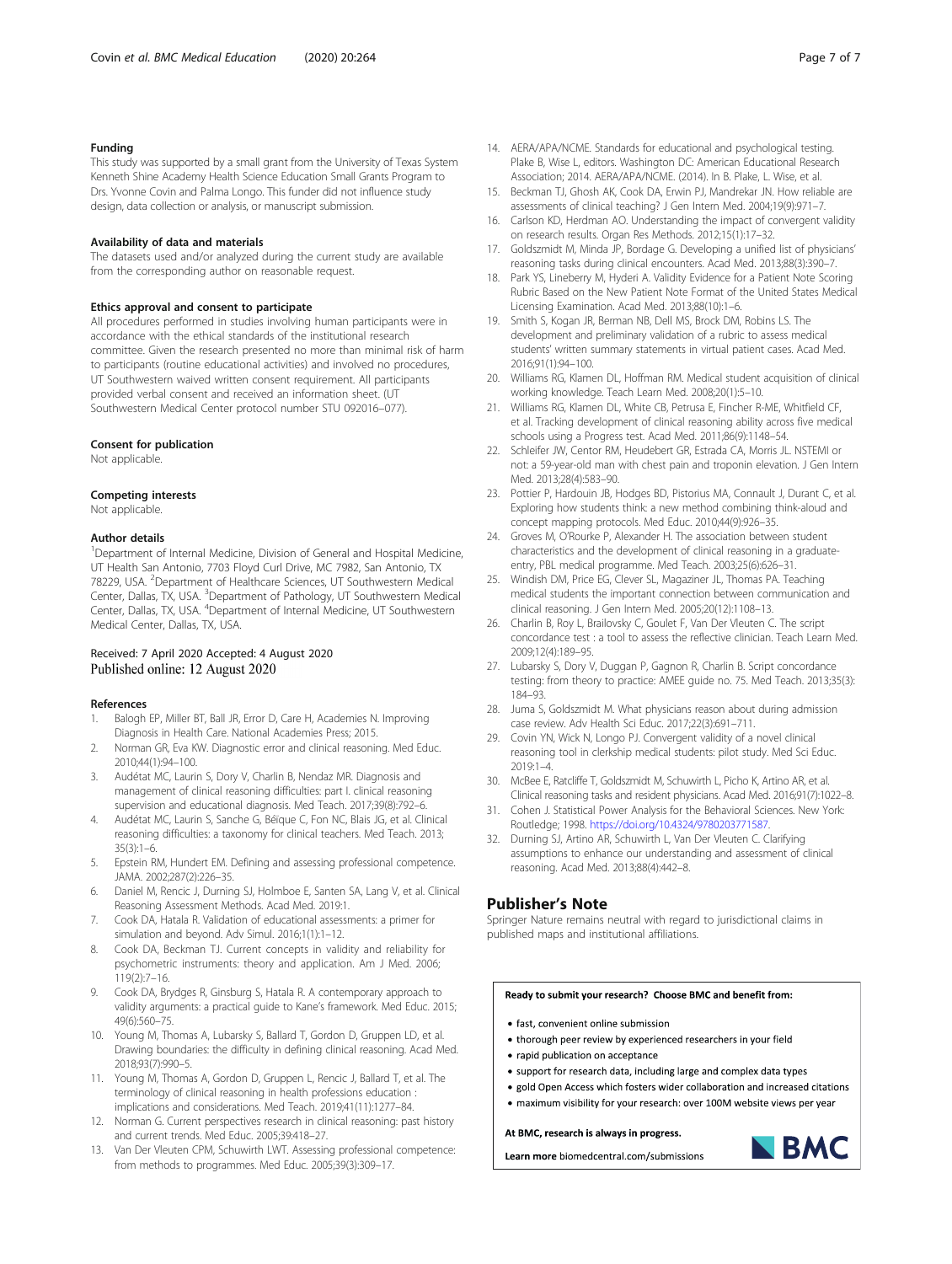### Funding

This study was supported by a small grant from the University of Texas System Kenneth Shine Academy Health Science Education Small Grants Program to Drs. Yvonne Covin and Palma Longo. This funder did not influence study design, data collection or analysis, or manuscript submission.

### Availability of data and materials

The datasets used and/or analyzed during the current study are available from the corresponding author on reasonable request.

### Ethics approval and consent to participate

All procedures performed in studies involving human participants were in accordance with the ethical standards of the institutional research committee. Given the research presented no more than minimal risk of harm to participants (routine educational activities) and involved no procedures, UT Southwestern waived written consent requirement. All participants provided verbal consent and received an information sheet. (UT Southwestern Medical Center protocol number STU 092016–077).

### Consent for publication

Not applicable.

### Competing interests

Not applicable.

### Author details

[1]Department of Internal Medicine, Division of General and Hospital Medicine, UT Health San Antonio, 7703 Floyd Curl Drive, MC 7982, San Antonio, TX 78229, USA. [2]Department of Healthcare Sciences, UT Southwestern Medical Center, Dallas, TX, USA. [3]Department of Pathology, UT Southwestern Medical Center, Dallas, TX, USA. [4]Department of Internal Medicine, UT Southwestern Medical Center, Dallas, TX, USA.

Received: 7 April 2020 Accepted: 4 August 2020
Published online: 12 August 2020

### References

1. Balogh EP, Miller BT, Ball JR, Error D, Care H, Academies N. Improving Diagnosis in Health Care. National Academies Press; 2015.
2. Norman GR, Eva KW. Diagnostic error and clinical reasoning. Med Educ. 2010;44(1):94–100.
3. Audétat MC, Laurin S, Dory V, Charlin B, Nendaz MR. Diagnosis and management of clinical reasoning difficulties: part I. clinical reasoning supervision and educational diagnosis. Med Teach. 2017;39(8):792–6.
4. Audétat MC, Laurin S, Sanche G, Bélque C, Fon NC, Blais JG, et al. Clinical reasoning difficulties: a taxonomy for clinical teachers. Med Teach. 2013; 35(3):1–6.
5. Epstein RM, Hundert EM. Defining and assessing professional competence. JAMA. 2002;287(2):226–35.
6. Daniel M, Rencic J, Durning SJ, Holmboe E, Santen SA, Lang V, et al. Clinical Reasoning Assessment Methods. Acad Med. 2019:1.
7. Cook DA, Hatala R. Validation of educational assessments: a primer for simulation and beyond. Adv Simul. 2016;1(1):1–12.
8. Cook DA, Beckman TJ. Current concepts in validity and reliability for psychometric instruments: theory and application. Am J Med. 2006; 119(2):7–16.
9. Cook DA, Brydges R, Ginsburg S, Hatala R. A contemporary approach to validity arguments: a practical guide to Kane's framework. Med Educ. 2015; 49(6):560–75.
10. Young M, Thomas A, Lubarsky S, Ballard T, Gordon D, Gruppen LD, et al. Drawing boundaries: the difficulty in defining clinical reasoning. Acad Med. 2018;93(7):990–5.
11. Young M, Thomas A, Gordon D, Gruppen L, Rencic J, Ballard T, et al. The terminology of clinical reasoning in health professions education : implications and considerations. Med Teach. 2019;41(11):1277–84.
12. Norman G. Current perspectives research in clinical reasoning: past history and current trends. Med Educ. 2005;39:418–27.
13. Van Der Vleuten CPM, Schuwirth LWT. Assessing professional competence: from methods to programmes. Med Educ. 2005;39(3):309–17.
14. AERA/APA/NCME. Standards for educational and psychological testing. Plake B, Wise L, editors. Washington DC: American Educational Research Association; 2014. AERA/APA/NCME. (2014). In B. Plake, L. Wise, et al.
15. Beckman TJ, Ghosh AK, Cook DA, Erwin PJ, Mandrekar JN. How reliable are assessments of clinical teaching? J Gen Intern Med. 2004;19(9):971–7.
16. Carlson KD, Herdman AO. Understanding the impact of convergent validity on research results. Organ Res Methods. 2012;15(1):17–32.
17. Goldszmidt M, Minda JP, Bordage G. Developing a unified list of physicians' reasoning tasks during clinical encounters. Acad Med. 2013;88(3):390–7.
18. Park YS, Lineberry M, Hyderi A. Validity Evidence for a Patient Note Scoring Rubric Based on the New Patient Note Format of the United States Medical Licensing Examination. Acad Med. 2013;88(10):1–6.
19. Smith S, Kogan JR, Berman NB, Dell MS, Brock DM, Robins LS. The development and preliminary validation of a rubric to assess medical students' written summary statements in virtual patient cases. Acad Med. 2016;91(1):94–100.
20. Williams RG, Klamen DL, Hoffman RM. Medical student acquisition of clinical working knowledge. Teach Learn Med. 2008;20(1):5–10.
21. Williams RG, Klamen DL, White CB, Petrusa E, Fincher R-ME, Whitfield CF, et al. Tracking development of clinical reasoning ability across five medical schools using a Progress test. Acad Med. 2011;86(9):1148–54.
22. Schleifer JW, Centor RM, Heudebert GR, Estrada CA, Morris JL. NSTEMI or not: a 59-year-old man with chest pain and troponin elevation. J Gen Intern Med. 2013;28(4):583–90.
23. Pottier P, Hardouin JB, Hodges BD, Pistorius MA, Connault J, Durant C, et al. Exploring how students think: a new method combining think-aloud and concept mapping protocols. Med Educ. 2010;44(9):926–35.
24. Groves M, O'Rourke P, Alexander H. The association between student characteristics and the development of clinical reasoning in a graduate-entry, PBL medical programme. Med Teach. 2003;25(6):626–31.
25. Windish DM, Price EG, Clever SL, Magaziner JL, Thomas PA. Teaching medical students the important connection between communication and clinical reasoning. J Gen Intern Med. 2005;20(12):1108–13.
26. Charlin B, Roy L, Brailovsky C, Goulet F, Van Der Vleuten C. The script concordance test : a tool to assess the reflective clinician. Teach Learn Med. 2009;12(4):189–95.
27. Lubarsky S, Dory V, Duggan P, Gagnon R, Charlin B. Script concordance testing: from theory to practice: AMEE guide no. 75. Med Teach. 2013;35(3): 184–93.
28. Juma S, Goldszmidt M. What physicians reason about during admission case review. Adv Health Sci Educ. 2017;22(3):691–711.
29. Covin YN, Wick N, Longo PJ. Convergent validity of a novel clinical reasoning tool in clerkship medical students: pilot study. Med Sci Educ. 2019:1–4.
30. McBee E, Ratcliffe T, Goldszmidt M, Schuwirth L, Picho K, Artino AR, et al. Clinical reasoning tasks and resident physicians. Acad Med. 2016;91(7):1022–8.
31. Cohen J. Statistical Power Analysis for the Behavioral Sciences. New York: Routledge; 1998. https://doi.org/10.4324/9780203771587.
32. Durning SJ, Artino AR, Schuwirth L, Van Der Vleuten C. Clarifying assumptions to enhance our understanding and assessment of clinical reasoning. Acad Med. 2013;88(4):442–8.

## Publisher's Note

Springer Nature remains neutral with regard to jurisdictional claims in published maps and institutional affiliations.

**Ready to submit your research? Choose BMC and benefit from:**

- fast, convenient online submission
- thorough peer review by experienced researchers in your field
- rapid publication on acceptance
- support for research data, including large and complex data types
- gold Open Access which fosters wider collaboration and increased citations
- maximum visibility for your research: over 100M website views per year

**At BMC, research is always in progress.**

**Learn more** biomedcentral.com/submissions